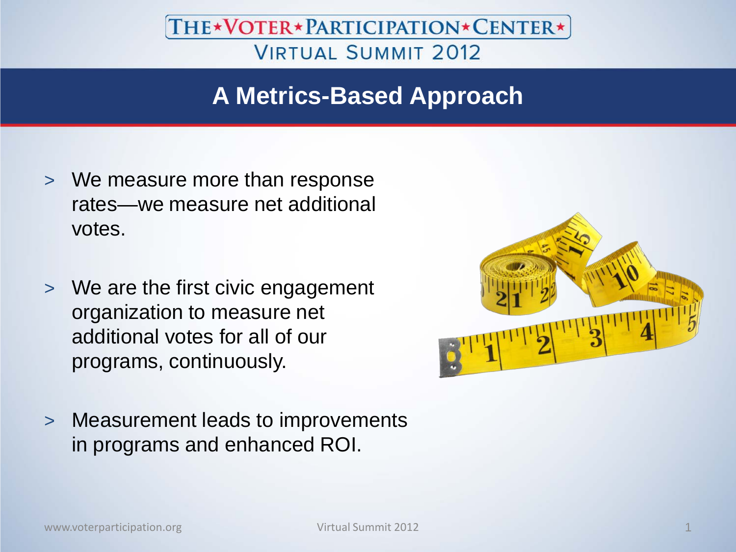THE★VOTER★PARTICIPATION★CENTER★

VIRTUAL SUMMIT 2012

# A Metrics-Based Approach

> We measure more than response rates—we measure net additional votes.

> We are the first civic engagement organization to measure net additional votes for all of our programs, continuously.

> Measurement leads to improvements in programs and enhanced ROI.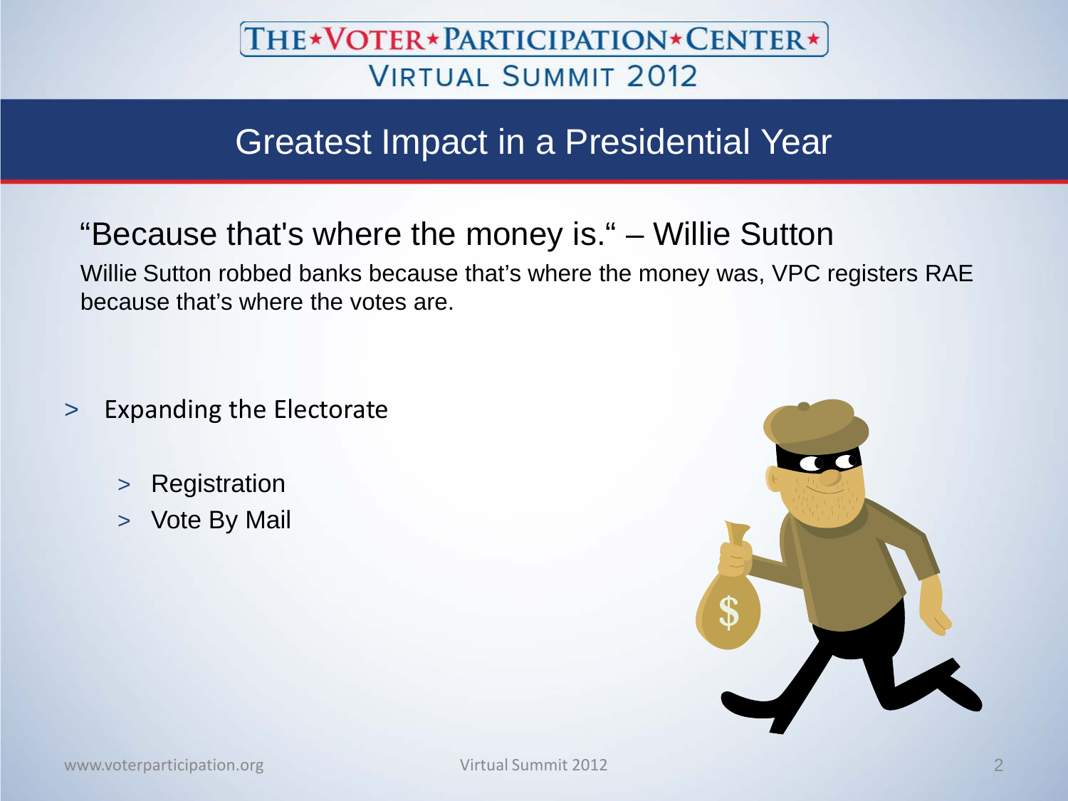## Greatest Impact in a Presidential Year

### "Because that's where the money is." – Willie Sutton

Willie Sutton robbed banks because that's where the money was, VPC registers RAE because that's where the votes are.

- Expanding the Electorate
  - Registration
  - Vote By Mail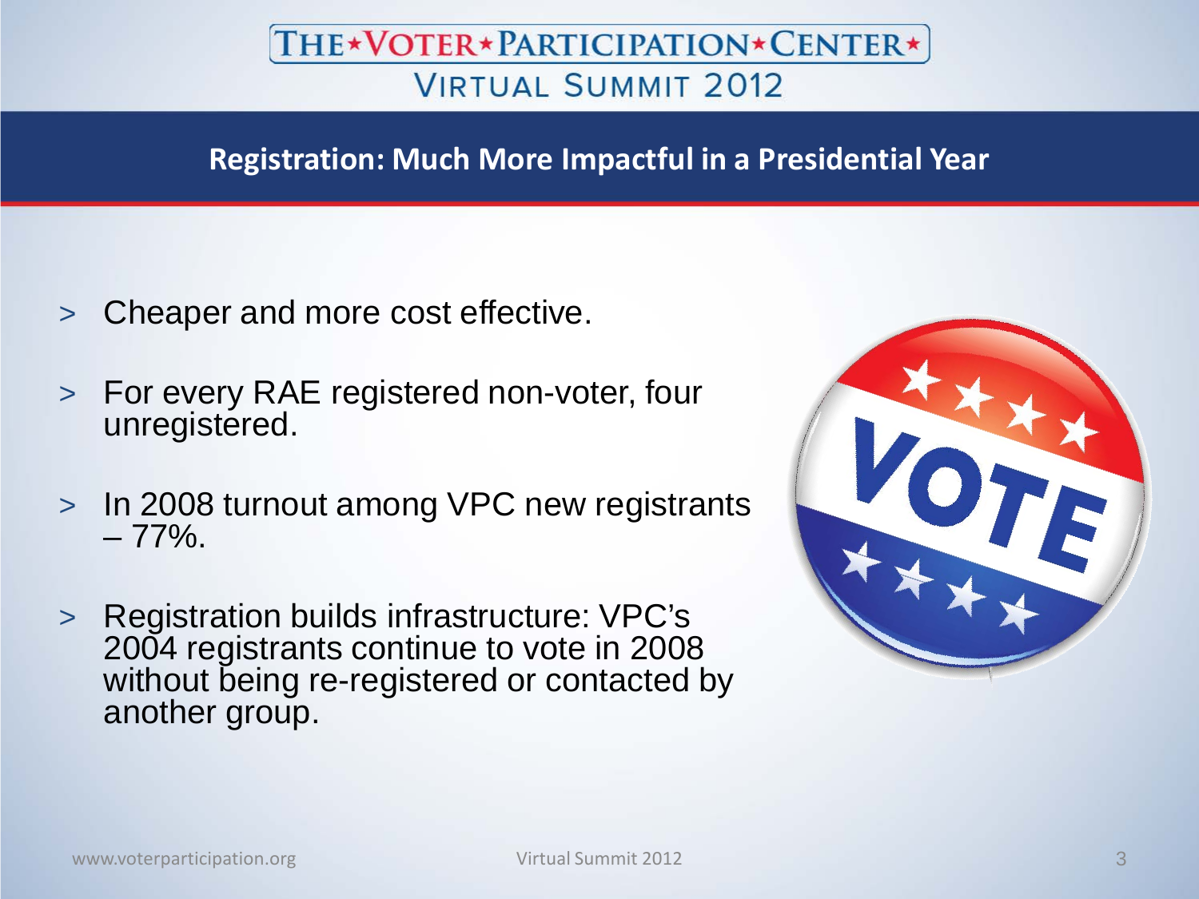## Registration: Much More Impactful in a Presidential Year

- Cheaper and more cost effective.
- For every RAE registered non-voter, four unregistered.
- In 2008 turnout among VPC new registrants – 77%.
- Registration builds infrastructure: VPC's 2004 registrants continue to vote in 2008 without being re-registered or contacted by another group.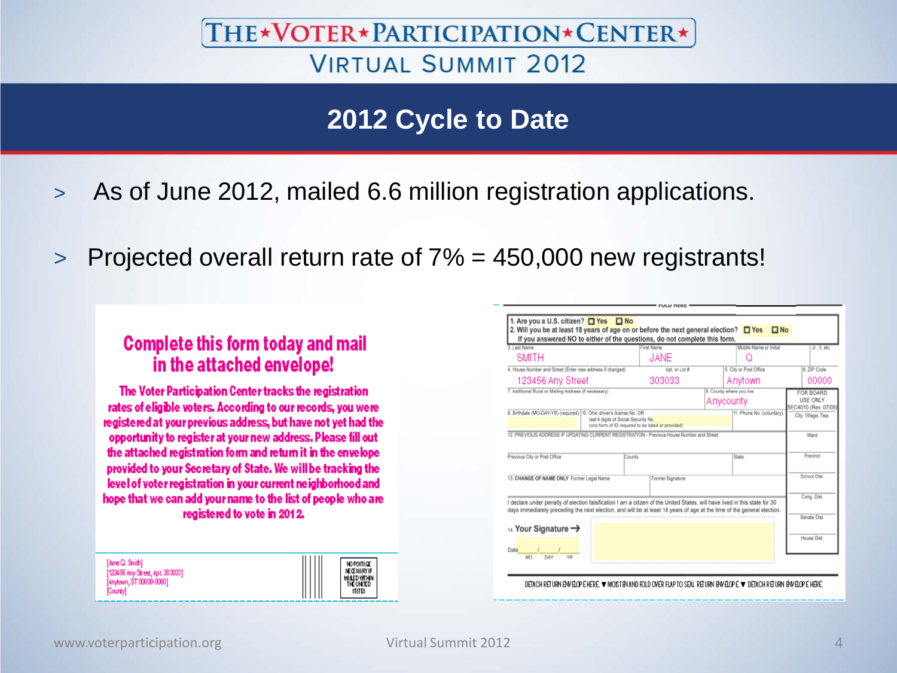# THE★VOTER★PARTICIPATION★CENTER★

## VIRTUAL SUMMIT 2012

## 2012 Cycle to Date

- As of June 2012, mailed 6.6 million registration applications.
- Projected overall return rate of 7% = 450,000 new registrants!

**Complete this form today and mail in the attached envelope!**

The Voter Participation Center tracks the registration rates of eligible voters. According to our records, you were registered at your previous address, but have not yet had the opportunity to register at your new address. Please fill out the attached registration form and return it in the envelope provided to your Secretary of State. We will be tracking the level of voter registration in your current neighborhood and hope that we can add your name to the list of people who are registered to vote in 2012.

[Jane Q. Smith]
[123456 Any Street, Apt. 303033]
[Anytown, ST 00000-0000]
[County]

NO POSTAGE NECESSARY IF MAILED WITHIN THE UNITED STATES

FOLD HERE

1. Are you a U.S. citizen? ☐ Yes ☐ No
2. Will you be at least 18 years of age on or before the next general election? ☐ Yes ☐ No
If you answered NO to either of the questions, do not complete this form.

| 3. Last Name | First Name | Middle Name or Initial | Jr., II, etc. |
|---|---|---|---|
| SMITH | JANE | Q | |

| 4. House Number and Street (Enter new address if changed) | Apt. or Lot # | 5. City or Post Office | 6. ZIP Code |
|---|---|---|---|
| 123456 Any Street | 303033 | Anytown | 00000 |

7. Additional Rural or Mailing Address (if necessary)
8. County where you live: Anycounty

9. Birthdate (MO-DAY-YR) (required)
10. Ohio driver's license No. OR last 4 digits of Social Security No. (one form of ID required to be listed or provided)
11. Phone No. (voluntary)

12. PREVIOUS ADDRESS IF UPDATING CURRENT REGISTRATION - Previous House Number and Street
Previous City or Post Office | County | State

13. CHANGE OF NAME ONLY Former Legal Name | Former Signature

I declare under penalty of election falsification I am a citizen of the United States, will have lived in this state for 30 days immediately preceding the next election, and will be at least 18 years of age at the time of the general election.

14. Your Signature →

Date ___/___/___ MO DAY YR

FOR BOARD USE ONLY
SEC4010 (Rev. 07/08)
City, Village, Twp.
Ward
Precinct
School Dist.
Cong. Dist.
Senate Dist.
House Dist.

DETACH RETURN ENVELOPE HERE. ▼ MOISTEN AND FOLD OVER FLAP TO SEAL RETURN ENVELOPE ▼ DETACH RETURN ENVELOPE HERE.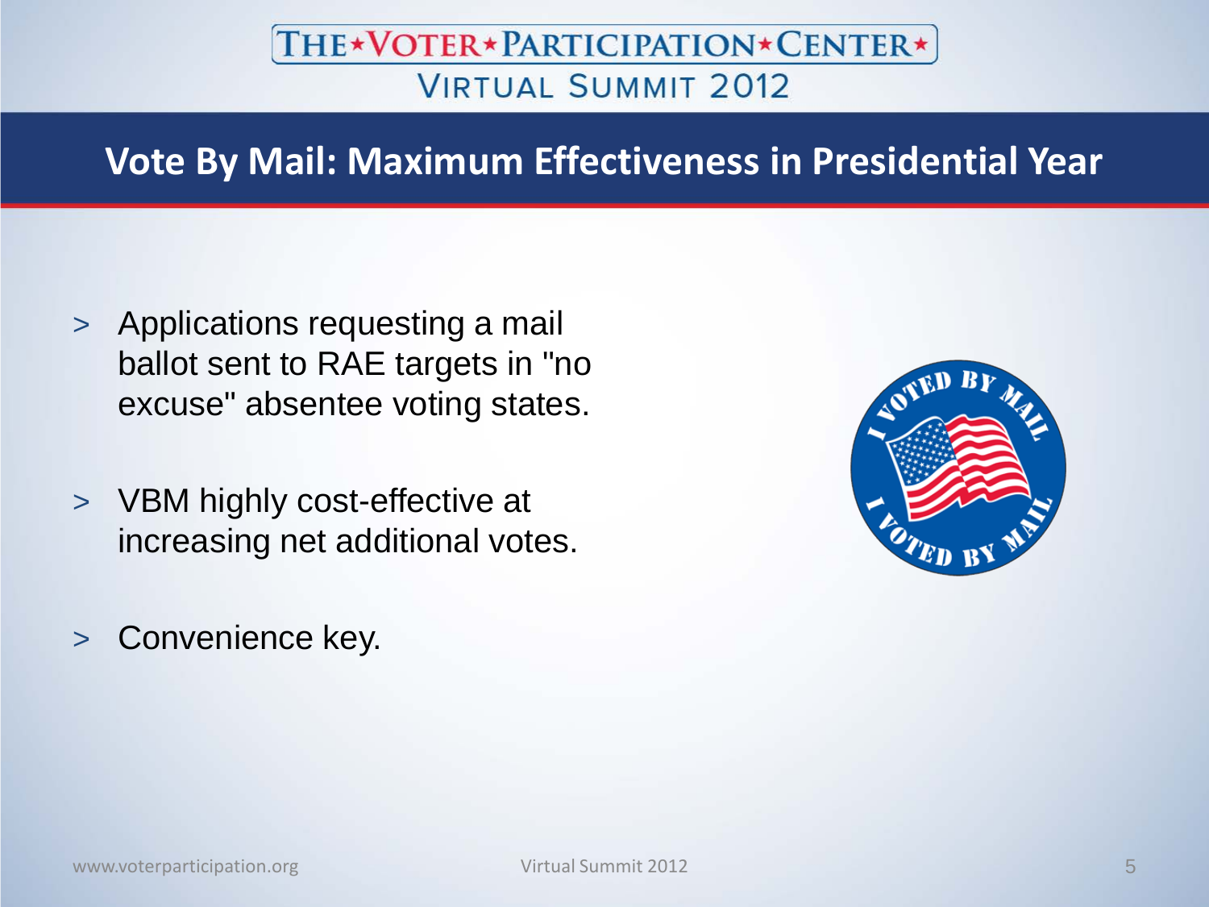# Vote By Mail: Maximum Effectiveness in Presidential Year

- Applications requesting a mail ballot sent to RAE targets in "no excuse" absentee voting states.
- VBM highly cost-effective at increasing net additional votes.
- Convenience key.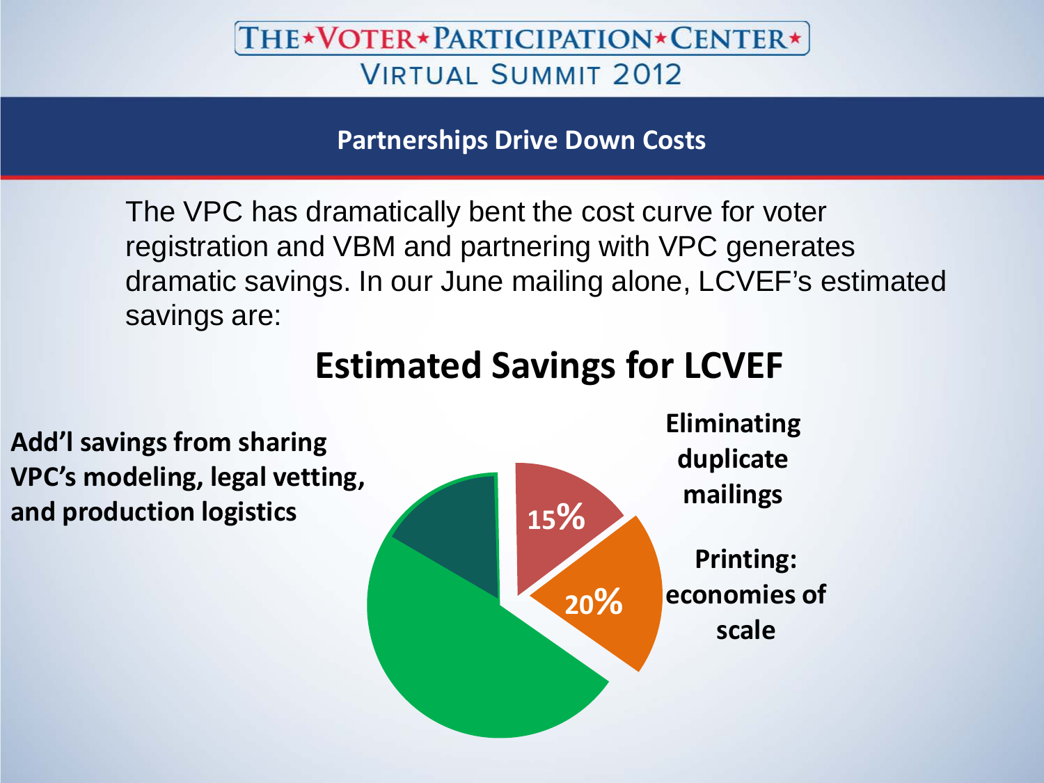THE★VOTER★PARTICIPATION★CENTER★
VIRTUAL SUMMIT 2012

## Partnerships Drive Down Costs

The VPC has dramatically bent the cost curve for voter registration and VBM and partnering with VPC generates dramatic savings. In our June mailing alone, LCVEF's estimated savings are:

### Estimated Savings for LCVEF

Add'l savings from sharing VPC's modeling, legal vetting, and production logistics

15%

Eliminating duplicate mailings

20%

Printing: economies of scale